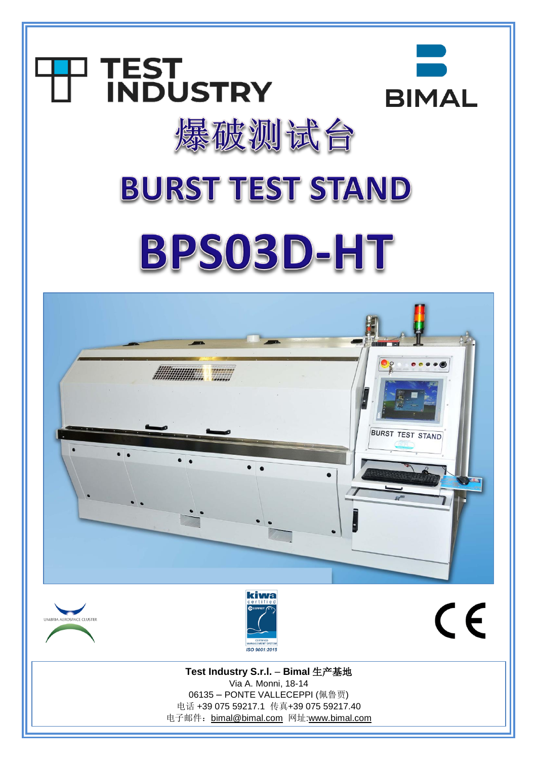# 爆破测试台

# BURST TEST STAND

# BPS03D-HT

**Test Industry S.r.l.** – **Bimal** 生产基地
Via A. Monni, 18-14
06135 – PONTE VALLECEPPI (佩鲁贾)
电话 +39 075 59217.1 传真+39 075 59217.40
电子邮件：bimal@bimal.com 网址:www.bimal.com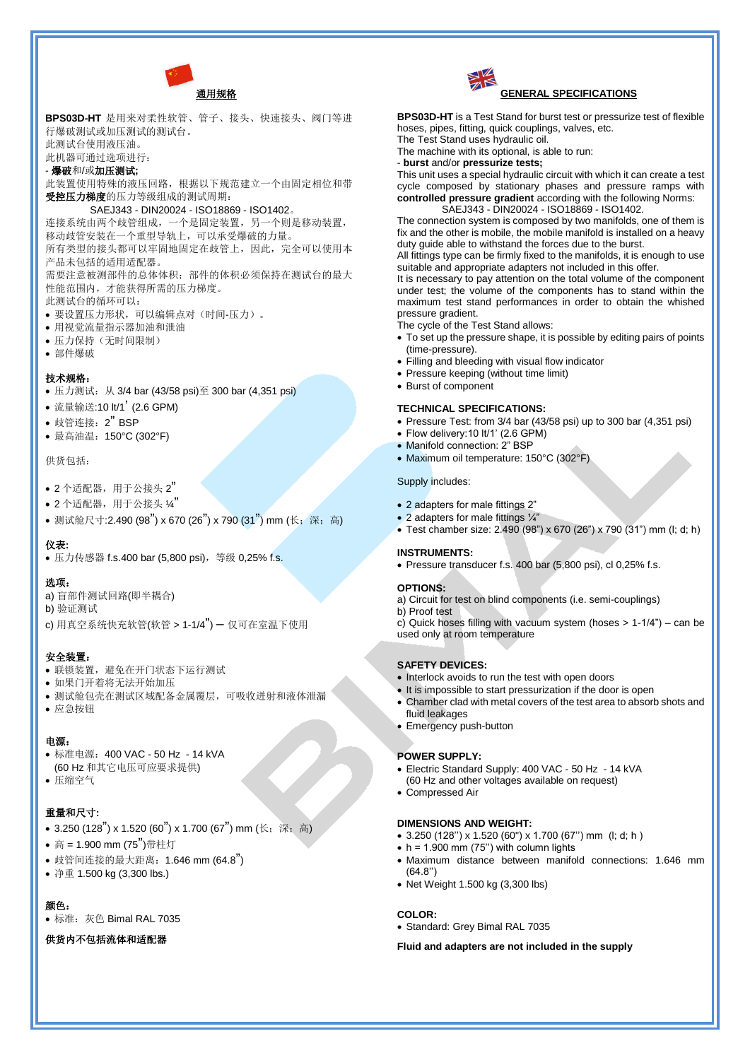## 通用规格

**BPS03D-HT** 是用来对柔性软管、管子、接头、快速接头、阀门等进行爆破测试或加压测试的测试台。
此测试台使用液压油。
此机器可通过选项进行：
- **爆破**和/或**加压测试;**

此装置使用特殊的液压回路，根据以下规范建立一个由固定相位和带**受控压力梯度**的压力等级组成的测试周期：

SAEJ343 - DIN20024 - ISO18869 - ISO1402。

连接系统由两个歧管组成，一个是固定装置，另一个则是移动装置，移动歧管安装在一个重型导轨上，可以承受爆破的力量。
所有类型的接头都可以牢固地固定在歧管上，因此，完全可以使用本产品未包括的适用适配器。
需要注意被测部件的总体体积；部件的体积必须保持在测试台的最大性能范围内，才能获得所需的压力梯度。
此测试台的循环可以：
- 要设置压力形状，可以编辑点对（时间-压力）。
- 用视觉流量指示器加油和泄油
- 压力保持（无时间限制）
- 部件爆破

**技术规格:**
- 压力测试：从 3/4 bar (43/58 psi)至 300 bar (4,351 psi)
- 流量输送:10 lt/1' (2.6 GPM)
- 歧管连接：2" BSP
- 最高油温：150°C (302°F)

供货包括：

- 2 个适配器，用于公接头 2"
- 2 个适配器，用于公接头 ¼"
- 测试舱尺寸:2.490 (98") x 670 (26") x 790 (31") mm (长；深；高)

**仪表:**
- 压力传感器 f.s.400 bar (5,800 psi)，等级 0,25% f.s.

**选项:**

a) 盲部件测试回路(即半耦合)
b) 验证测试
c) 用真空系统快充软管(软管 > 1-1/4") — 仅可在室温下使用

**安全装置:**
- 联锁装置，避免在开门状态下运行测试
- 如果门开着将无法开始加压
- 测试舱包壳在测试区域配备金属覆层，可吸收迸射和液体泄漏
- 应急按钮

**电源:**
- 标准电源：400 VAC - 50 Hz - 14 kVA
  (60 Hz 和其它电压可应要求提供)
- 压缩空气

**重量和尺寸:**
- 3.250 (128") x 1.520 (60") x 1.700 (67") mm (长；深；高)
- 高 = 1.900 mm (75")带柱灯
- 歧管间连接的最大距离：1.646 mm (64.8")
- 净重 1.500 kg (3,300 lbs.)

**颜色:**
- 标准：灰色 Bimal RAL 7035

**供货内不包括流体和适配器**

## GENERAL SPECIFICATIONS

**BPS03D-HT** is a Test Stand for burst test or pressurize test of flexible hoses, pipes, fitting, quick couplings, valves, etc.
The Test Stand uses hydraulic oil.
The machine with its optional, is able to run:
- **burst** and/or **pressurize tests;**

This unit uses a special hydraulic circuit with which it can create a test cycle composed by stationary phases and pressure ramps with **controlled pressure gradient** according with the following Norms:

SAEJ343 - DIN20024 - ISO18869 - ISO1402.

The connection system is composed by two manifolds, one of them is fix and the other is mobile, the mobile manifold is installed on a heavy duty guide able to withstand the forces due to the burst.
All fittings type can be firmly fixed to the manifolds, it is enough to use suitable and appropriate adapters not included in this offer.
It is necessary to pay attention on the total volume of the component under test; the volume of the components has to stand within the maximum test stand performances in order to obtain the whished pressure gradient.
The cycle of the Test Stand allows:
- To set up the pressure shape, it is possible by editing pairs of points (time-pressure).
- Filling and bleeding with visual flow indicator
- Pressure keeping (without time limit)
- Burst of component

**TECHNICAL SPECIFICATIONS:**
- Pressure Test: from 3/4 bar (43/58 psi) up to 300 bar (4,351 psi)
- Flow delivery:10 lt/1' (2.6 GPM)
- Manifold connection: 2" BSP
- Maximum oil temperature: 150°C (302°F)

Supply includes:

- 2 adapters for male fittings 2"
- 2 adapters for male fittings ¼"
- Test chamber size: 2.490 (98") x 670 (26") x 790 (31") mm (l; d; h)

**INSTRUMENTS:**
- Pressure transducer f.s. 400 bar (5,800 psi), cl 0,25% f.s.

**OPTIONS:**

a) Circuit for test on blind components (i.e. semi-couplings)
b) Proof test
c) Quick hoses filling with vacuum system (hoses > 1-1/4") – can be used only at room temperature

**SAFETY DEVICES:**
- Interlock avoids to run the test with open doors
- It is impossible to start pressurization if the door is open
- Chamber clad with metal covers of the test area to absorb shots and fluid leakages
- Emergency push-button

**POWER SUPPLY:**
- Electric Standard Supply: 400 VAC - 50 Hz - 14 kVA
  (60 Hz and other voltages available on request)
- Compressed Air

**DIMENSIONS AND WEIGHT:**
- 3.250 (128'') x 1.520 (60") x 1.700 (67'') mm (l; d; h )
- h = 1.900 mm (75'') with column lights
- Maximum distance between manifold connections: 1.646 mm (64.8'')
- Net Weight 1.500 kg (3,300 lbs)

**COLOR:**
- Standard: Grey Bimal RAL 7035

**Fluid and adapters are not included in the supply**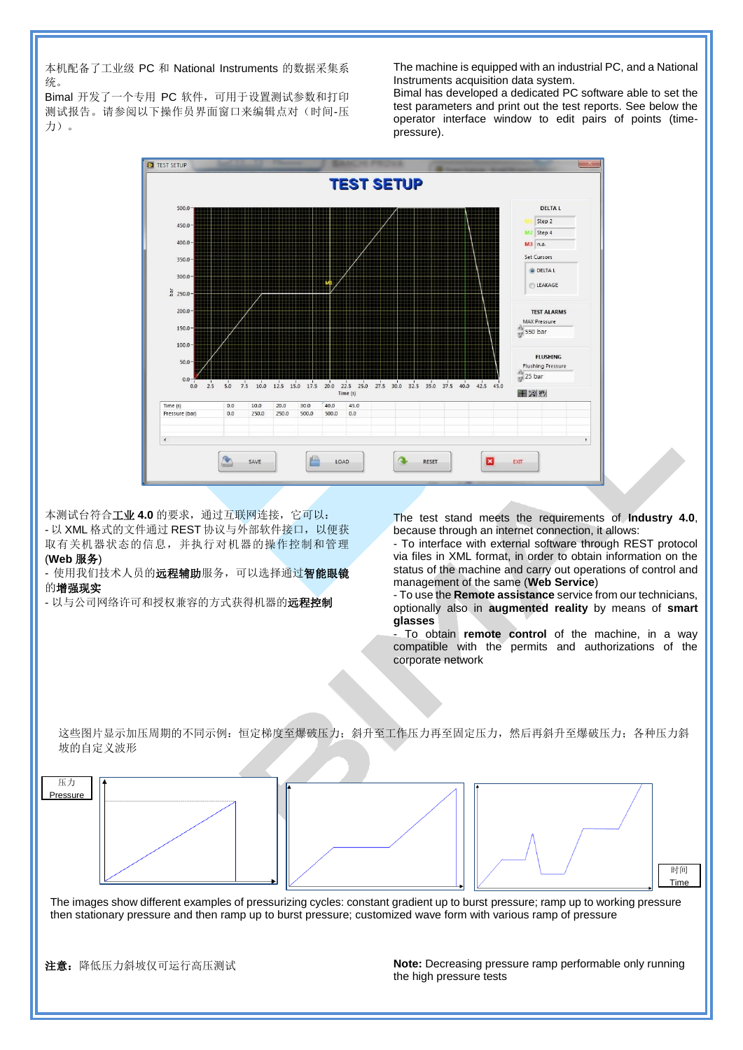本机配备了工业级 PC 和 National Instruments 的数据采集系统。
Bimal 开发了一个专用 PC 软件，可用于设置测试参数和打印测试报告。请参阅以下操作员界面窗口来编辑点对（时间-压力）。

The machine is equipped with an industrial PC, and a National Instruments acquisition data system.
Bimal has developed a dedicated PC software able to set the test parameters and print out the test reports. See below the operator interface window to edit pairs of points (time-pressure).

本测试台符合**工业 4.0** 的要求，通过互联网连接，它可以：
- 以 XML 格式的文件通过 REST 协议与外部软件接口，以便获取有关机器状态的信息，并执行对机器的操作控制和管理 (**Web 服务**)
- 使用我们技术人员的**远程辅助**服务，可以选择通过**智能眼镜**的**增强现实**
- 以与公司网络许可和授权兼容的方式获得机器的**远程控制**

The test stand meets the requirements of **Industry 4.0**, because through an internet connection, it allows:
- To interface with external software through REST protocol via files in XML format, in order to obtain information on the status of the machine and carry out operations of control and management of the same (**Web Service**)
- To use the **Remote assistance** service from our technicians, optionally also in **augmented reality** by means of **smart glasses**
- To obtain **remote control** of the machine, in a way compatible with the permits and authorizations of the corporate network

这些图片显示加压周期的不同示例：恒定梯度至爆破压力；斜升至工作压力再至固定压力，然后再斜升至爆破压力；各种压力斜坡的自定义波形

The images show different examples of pressurizing cycles: constant gradient up to burst pressure; ramp up to working pressure then stationary pressure and then ramp up to burst pressure; customized wave form with various ramp of pressure

**注意：**降低压力斜坡仅可运行高压测试

**Note:** Decreasing pressure ramp performable only running the high pressure tests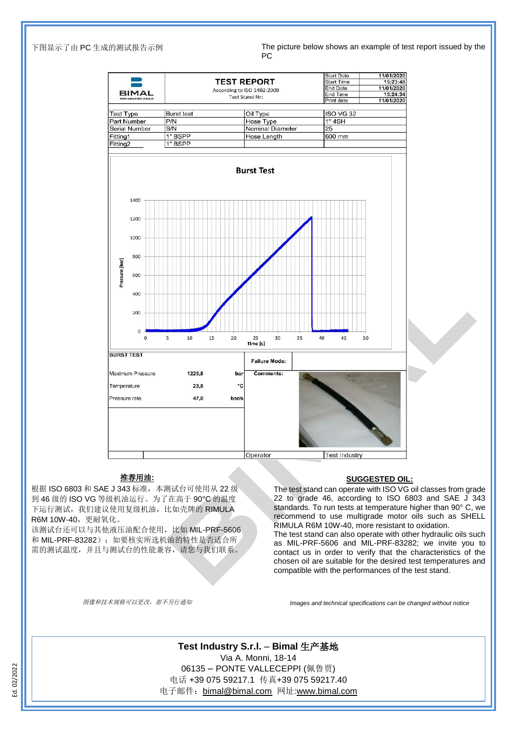下图显示了由 PC 生成的测试报告示例

The picture below shows an example of test report issued by the PC

BIMAL

TEST INDUSTRY GROUP

**TEST REPORT**

According to ISO 1402:2009

Test Stand Nr:

| | |
|---|---|
| Start Date | 11/01/2020 |
| Start Time | 15:23:48 |
| End Date | 11/01/2020 |
| End Time | 15:24:34 |
| Print date | 11/01/2020 |

| | | | |
|---|---|---|---|
| Test Type | Burst test | Oil Type | ISO VG 32 |
| Part Number | P/N | Hose Type | 1" 4SH |
| Serial Number | S/N | Nominal Diameter | 25 |
| Fitting1 | 1" BSPP | Hose Length | 600 mm |
| Fitting2 | 1" BSPP | | |

**Burst Test**

Pressure [bar]

1400
1200
1000
800
600
400
200
0

0 5 10 15 20 25 30 35 40 45 50

Time [s]

**BURST TEST**

| | | |
|---|---|---|
| Maximum Pressure | 1225,8 | bar |
| Temperature | 23,8 | °C |
| Pressure rate | 47,0 | bar/s |

**Failure Mode:**

**Comments:**

Operator

Test Industry

**推荐用油:**

根据 ISO 6803 和 SAE J 343 标准，本测试台可使用从 22 级到 46 级的 ISO VG 等级机油运行。为了在高于 90°C 的温度下运行测试，我们建议使用复级机油，比如壳牌的 RIMULA R6M 10W-40，更耐氧化。

该测试台还可以与其他液压油配合使用，比如 MIL-PRF-5606 和 MIL-PRF-83282）；如要核实所选机油的特性是否适合所需的测试温度，并且与测试台的性能兼容，请您与我们联系。

**SUGGESTED OIL:**

The test stand can operate with ISO VG oil classes from grade 22 to grade 46, according to ISO 6803 and SAE J 343 standards. To run tests at temperature higher than 90° C, we recommend to use multigrade motor oils such as SHELL RIMULA R6M 10W-40, more resistant to oxidation.

The test stand can also operate with other hydraulic oils such as MIL-PRF-5606 and MIL-PRF-83282; we invite you to contact us in order to verify that the characteristics of the chosen oil are suitable for the desired test temperatures and compatible with the performances of the test stand.

*图像和技术规格可以更改，恕不另行通知*

*Images and technical specifications can be changed without notice*

**Test Industry S.r.l. – Bimal 生产基地**

Via A. Monni, 18-14

06135 – PONTE VALLECEPPI (佩鲁贾)

电话 +39 075 59217.1 传真+39 075 59217.40

电子邮件：bimal@bimal.com 网址:www.bimal.com

Ed. 02/2022